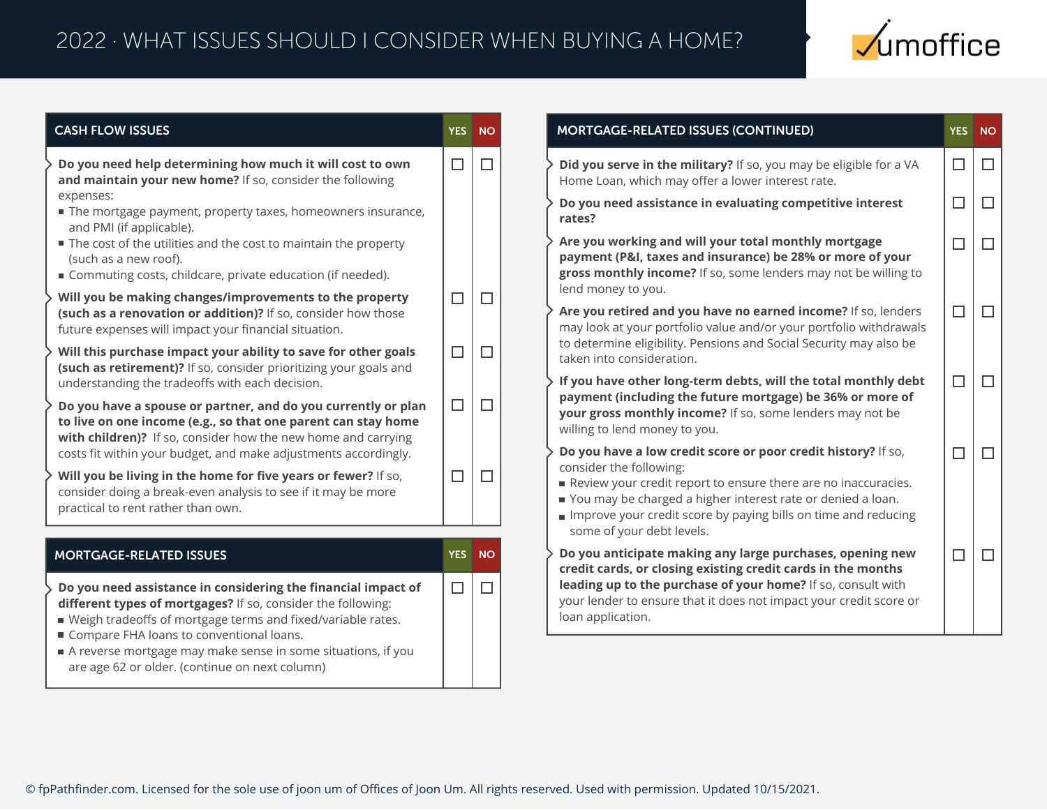# 2022 · WHAT ISSUES SHOULD I CONSIDER WHEN BUYING A HOME?

| CASH FLOW ISSUES | YES | NO |
|---|---|---|
| **Do you need help determining how much it will cost to own and maintain your new home?** If so, consider the following expenses:<br>■ The mortgage payment, property taxes, homeowners insurance, and PMI (if applicable).<br>■ The cost of the utilities and the cost to maintain the property (such as a new roof).<br>■ Commuting costs, childcare, private education (if needed). | ☐ | ☐ |
| **Will you be making changes/improvements to the property (such as a renovation or addition)?** If so, consider how those future expenses will impact your financial situation. | ☐ | ☐ |
| **Will this purchase impact your ability to save for other goals (such as retirement)?** If so, consider prioritizing your goals and understanding the tradeoffs with each decision. | ☐ | ☐ |
| **Do you have a spouse or partner, and do you currently or plan to live on one income (e.g., so that one parent can stay home with children)?** If so, consider how the new home and carrying costs fit within your budget, and make adjustments accordingly. | ☐ | ☐ |
| **Will you be living in the home for five years or fewer?** If so, consider doing a break-even analysis to see if it may be more practical to rent rather than own. | ☐ | ☐ |

| MORTGAGE-RELATED ISSUES | YES | NO |
|---|---|---|
| **Do you need assistance in considering the financial impact of different types of mortgages?** If so, consider the following:<br>■ Weigh tradeoffs of mortgage terms and fixed/variable rates.<br>■ Compare FHA loans to conventional loans.<br>■ A reverse mortgage may make sense in some situations, if you are age 62 or older. (continue on next column) | ☐ | ☐ |

| MORTGAGE-RELATED ISSUES (CONTINUED) | YES | NO |
|---|---|---|
| **Did you serve in the military?** If so, you may be eligible for a VA Home Loan, which may offer a lower interest rate. | ☐ | ☐ |
| **Do you need assistance in evaluating competitive interest rates?** | ☐ | ☐ |
| **Are you working and will your total monthly mortgage payment (P&I, taxes and insurance) be 28% or more of your gross monthly income?** If so, some lenders may not be willing to lend money to you. | ☐ | ☐ |
| **Are you retired and you have no earned income?** If so, lenders may look at your portfolio value and/or your portfolio withdrawals to determine eligibility. Pensions and Social Security may also be taken into consideration. | ☐ | ☐ |
| **If you have other long-term debts, will the total monthly debt payment (including the future mortgage) be 36% or more of your gross monthly income?** If so, some lenders may not be willing to lend money to you. | ☐ | ☐ |
| **Do you have a low credit score or poor credit history?** If so, consider the following:<br>■ Review your credit report to ensure there are no inaccuracies.<br>■ You may be charged a higher interest rate or denied a loan.<br>■ Improve your credit score by paying bills on time and reducing some of your debt levels. | ☐ | ☐ |
| **Do you anticipate making any large purchases, opening new credit cards, or closing existing credit cards in the months leading up to the purchase of your home?** If so, consult with your lender to ensure that it does not impact your credit score or loan application. | ☐ | ☐ |

© fpPathfinder.com. Licensed for the sole use of joon um of Offices of Joon Um. All rights reserved. Used with permission. Updated 10/15/2021.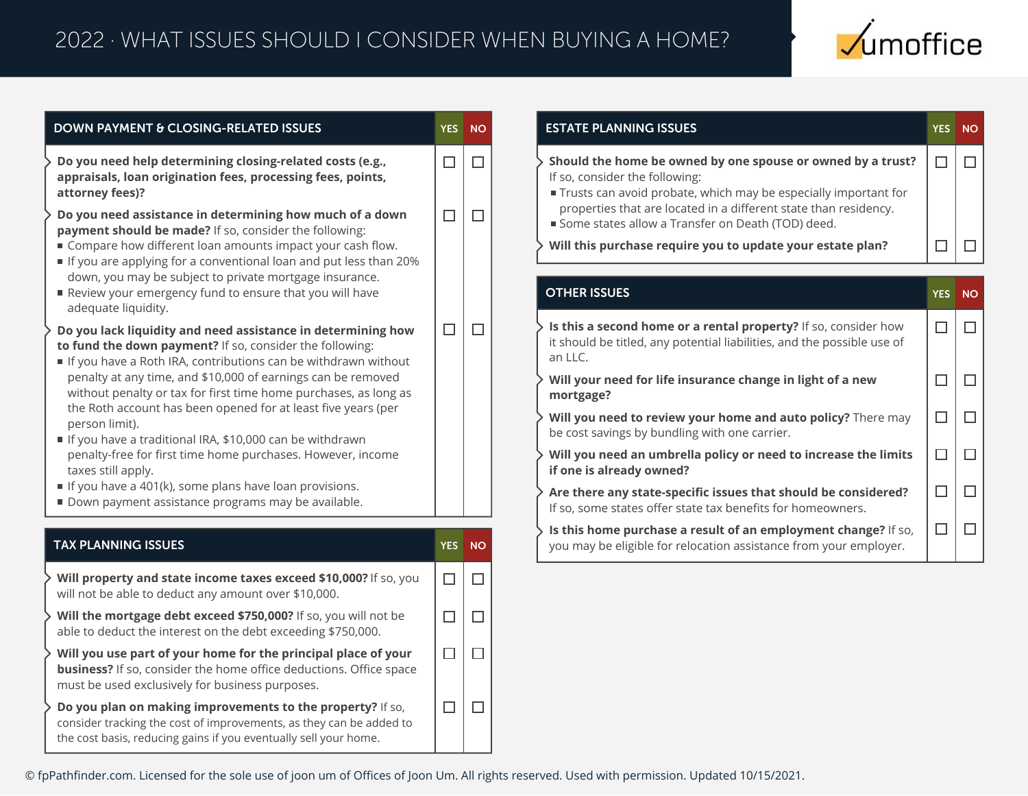# 2022 · WHAT ISSUES SHOULD I CONSIDER WHEN BUYING A HOME?

umoffice

| DOWN PAYMENT & CLOSING-RELATED ISSUES | YES | NO |
|---|---|---|
| **Do you need help determining closing-related costs (e.g., appraisals, loan origination fees, processing fees, points, attorney fees)?** | ☐ | ☐ |
| **Do you need assistance in determining how much of a down payment should be made?** If so, consider the following:<br>▪ Compare how different loan amounts impact your cash flow.<br>▪ If you are applying for a conventional loan and put less than 20% down, you may be subject to private mortgage insurance.<br>▪ Review your emergency fund to ensure that you will have adequate liquidity. | ☐ | ☐ |
| **Do you lack liquidity and need assistance in determining how to fund the down payment?** If so, consider the following:<br>▪ If you have a Roth IRA, contributions can be withdrawn without penalty at any time, and $10,000 of earnings can be removed without penalty or tax for first time home purchases, as long as the Roth account has been opened for at least five years (per person limit).<br>▪ If you have a traditional IRA, $10,000 can be withdrawn penalty-free for first time home purchases. However, income taxes still apply.<br>▪ If you have a 401(k), some plans have loan provisions.<br>▪ Down payment assistance programs may be available. | ☐ | ☐ |

| TAX PLANNING ISSUES | YES | NO |
|---|---|---|
| **Will property and state income taxes exceed $10,000?** If so, you will not be able to deduct any amount over $10,000. | ☐ | ☐ |
| **Will the mortgage debt exceed $750,000?** If so, you will not be able to deduct the interest on the debt exceeding $750,000. | ☐ | ☐ |
| **Will you use part of your home for the principal place of your business?** If so, consider the home office deductions. Office space must be used exclusively for business purposes. | ☐ | ☐ |
| **Do you plan on making improvements to the property?** If so, consider tracking the cost of improvements, as they can be added to the cost basis, reducing gains if you eventually sell your home. | ☐ | ☐ |

| ESTATE PLANNING ISSUES | YES | NO |
|---|---|---|
| **Should the home be owned by one spouse or owned by a trust?** If so, consider the following:<br>▪ Trusts can avoid probate, which may be especially important for properties that are located in a different state than residency.<br>▪ Some states allow a Transfer on Death (TOD) deed. | ☐ | ☐ |
| **Will this purchase require you to update your estate plan?** | ☐ | ☐ |

| OTHER ISSUES | YES | NO |
|---|---|---|
| **Is this a second home or a rental property?** If so, consider how it should be titled, any potential liabilities, and the possible use of an LLC. | ☐ | ☐ |
| **Will your need for life insurance change in light of a new mortgage?** | ☐ | ☐ |
| **Will you need to review your home and auto policy?** There may be cost savings by bundling with one carrier. | ☐ | ☐ |
| **Will you need an umbrella policy or need to increase the limits if one is already owned?** | ☐ | ☐ |
| **Are there any state-specific issues that should be considered?** If so, some states offer state tax benefits for homeowners. | ☐ | ☐ |
| **Is this home purchase a result of an employment change?** If so, you may be eligible for relocation assistance from your employer. | ☐ | ☐ |

© fpPathfinder.com. Licensed for the sole use of joon um of Offices of Joon Um. All rights reserved. Used with permission. Updated 10/15/2021.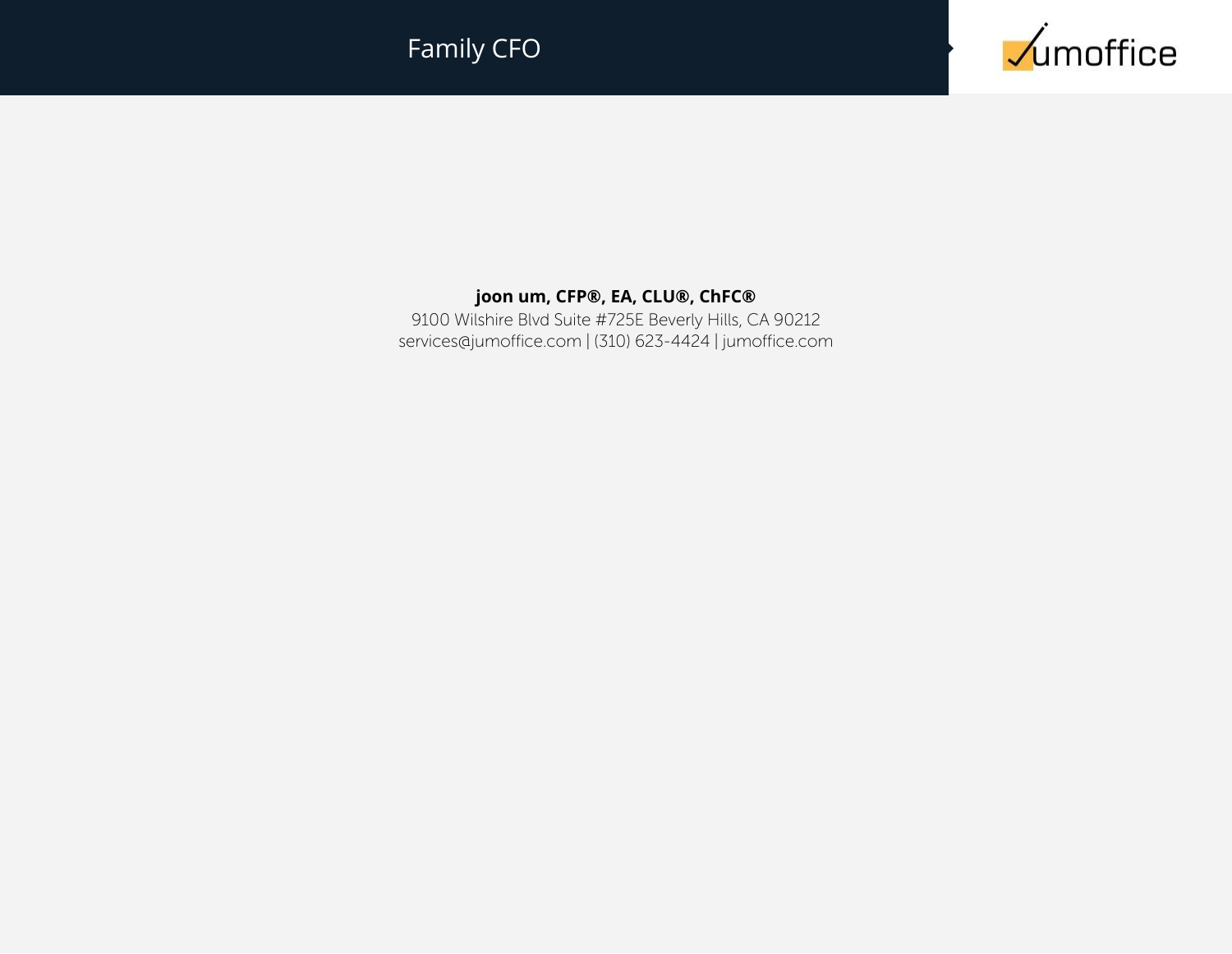Family CFO

jumoffice

**joon um, CFP®, EA, CLU®, ChFC®**
9100 Wilshire Blvd Suite #725E Beverly Hills, CA 90212
services@jumoffice.com | (310) 623-4424 | jumoffice.com